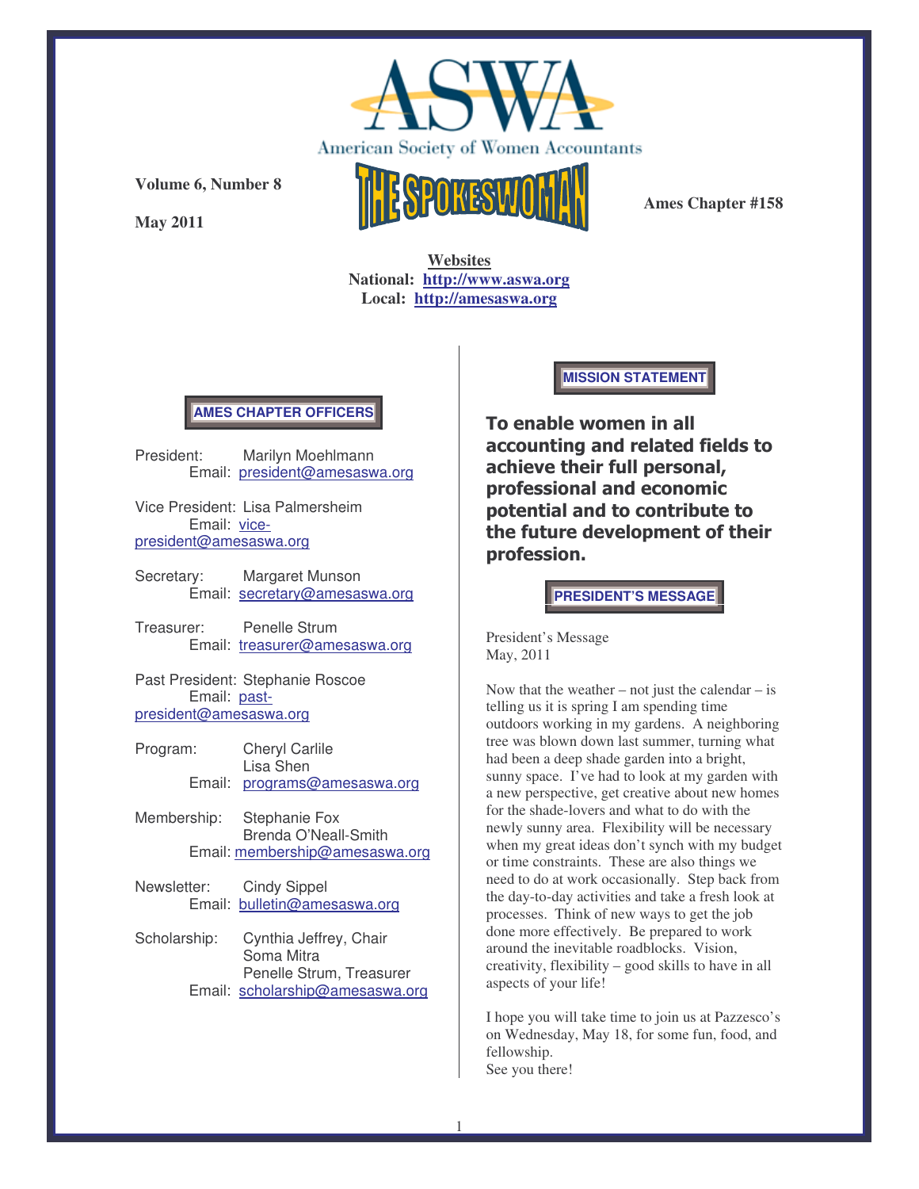# ASWA

American Society of Women Accountants

# THE SPOKESWOMAN

**Volume 6, Number 8**

**May 2011**

**Ames Chapter #158**

**Websites**
**National: http://www.aswa.org**
**Local: http://amesaswa.org**

## AMES CHAPTER OFFICERS

President: Marilyn Moehlmann
Email: president@amesaswa.org

Vice President: Lisa Palmersheim
Email: vice-president@amesaswa.org

Secretary: Margaret Munson
Email: secretary@amesaswa.org

Treasurer: Penelle Strum
Email: treasurer@amesaswa.org

Past President: Stephanie Roscoe
Email: past-president@amesaswa.org

Program: Cheryl Carlile
Lisa Shen
Email: programs@amesaswa.org

Membership: Stephanie Fox
Brenda O'Neall-Smith
Email: membership@amesaswa.org

Newsletter: Cindy Sippel
Email: bulletin@amesaswa.org

Scholarship: Cynthia Jeffrey, Chair
Soma Mitra
Penelle Strum, Treasurer
Email: scholarship@amesaswa.org

## MISSION STATEMENT

**To enable women in all accounting and related fields to achieve their full personal, professional and economic potential and to contribute to the future development of their profession.**

## PRESIDENT'S MESSAGE

President's Message
May, 2011

Now that the weather – not just the calendar – is telling us it is spring I am spending time outdoors working in my gardens. A neighboring tree was blown down last summer, turning what had been a deep shade garden into a bright, sunny space. I've had to look at my garden with a new perspective, get creative about new homes for the shade-lovers and what to do with the newly sunny area. Flexibility will be necessary when my great ideas don't synch with my budget or time constraints. These are also things we need to do at work occasionally. Step back from the day-to-day activities and take a fresh look at processes. Think of new ways to get the job done more effectively. Be prepared to work around the inevitable roadblocks. Vision, creativity, flexibility – good skills to have in all aspects of your life!

I hope you will take time to join us at Pazzesco's on Wednesday, May 18, for some fun, food, and fellowship.
See you there!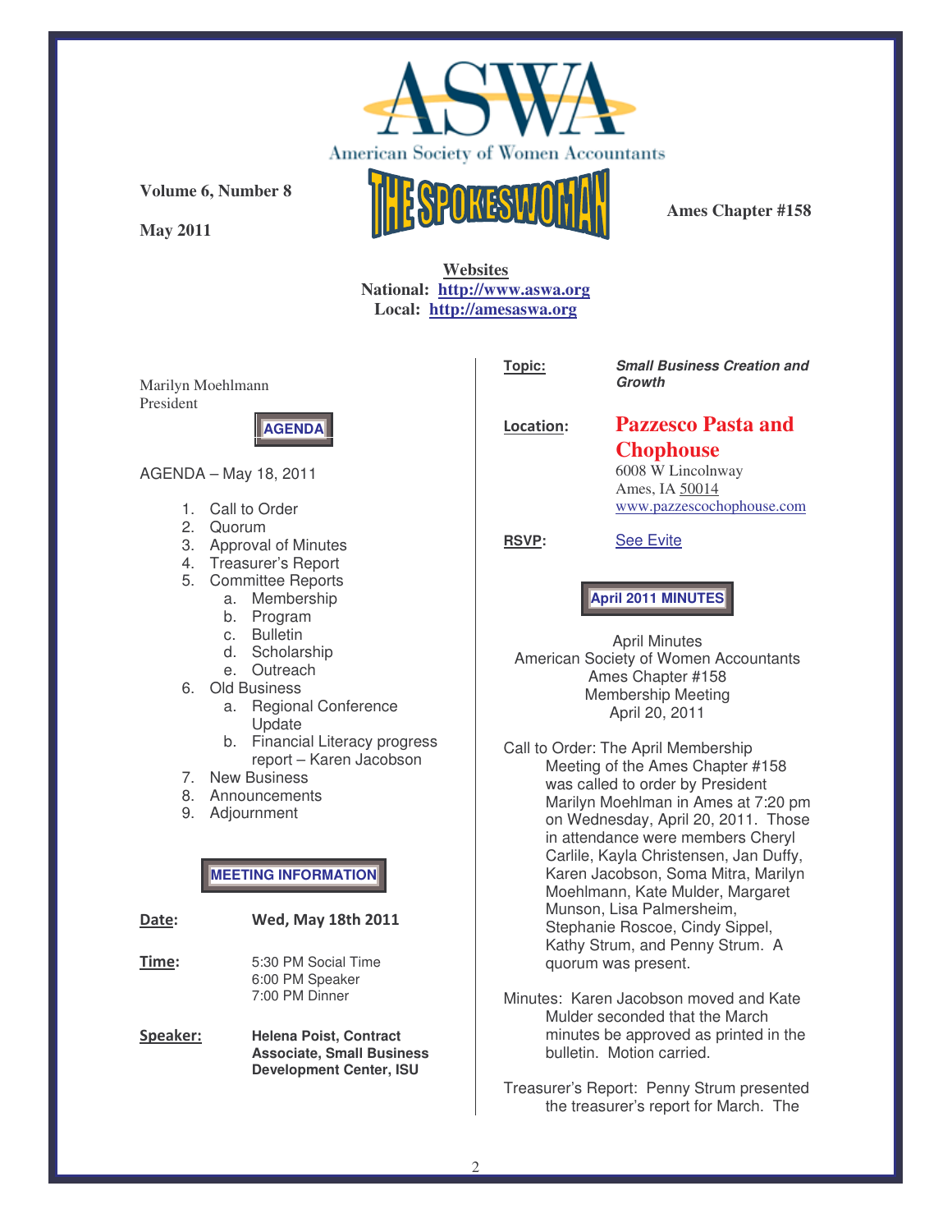# ASWA

American Society of Women Accountants

**Volume 6, Number 8**

**May 2011**

# THE SPOKESWOMAN

**Ames Chapter #158**

**Websites**
**National: http://www.aswa.org**
**Local: http://amesaswa.org**

Marilyn Moehlmann
President

## AGENDA

AGENDA – May 18, 2011

1. Call to Order
2. Quorum
3. Approval of Minutes
4. Treasurer's Report
5. Committee Reports
   a. Membership
   b. Program
   c. Bulletin
   d. Scholarship
   e. Outreach
6. Old Business
   a. Regional Conference Update
   b. Financial Literacy progress report – Karen Jacobson
7. New Business
8. Announcements
9. Adjournment

## MEETING INFORMATION

**Date:** **Wed, May 18th 2011**

**Time:** 5:30 PM Social Time
6:00 PM Speaker
7:00 PM Dinner

**Speaker:** **Helena Poist, Contract Associate, Small Business Development Center, ISU**

**Topic:** ***Small Business Creation and Growth***

**Location:** **Pazzesco Pasta and Chophouse**
6008 W Lincolnway
Ames, IA 50014
www.pazzescochophouse.com

**RSVP:** See Evite

## April 2011 MINUTES

April Minutes
American Society of Women Accountants
Ames Chapter #158
Membership Meeting
April 20, 2011

Call to Order: The April Membership Meeting of the Ames Chapter #158 was called to order by President Marilyn Moehlman in Ames at 7:20 pm on Wednesday, April 20, 2011. Those in attendance were members Cheryl Carlile, Kayla Christensen, Jan Duffy, Karen Jacobson, Soma Mitra, Marilyn Moehlmann, Kate Mulder, Margaret Munson, Lisa Palmersheim, Stephanie Roscoe, Cindy Sippel, Kathy Strum, and Penny Strum. A quorum was present.

Minutes: Karen Jacobson moved and Kate Mulder seconded that the March minutes be approved as printed in the bulletin. Motion carried.

Treasurer's Report: Penny Strum presented the treasurer's report for March. The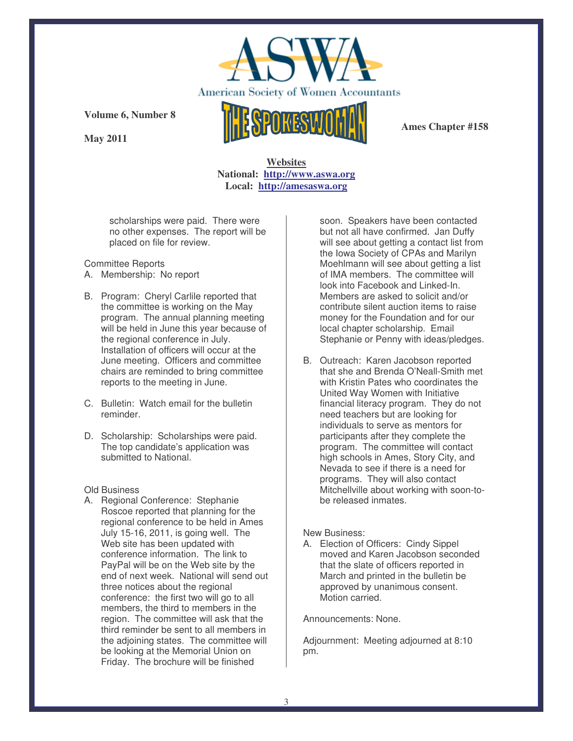scholarships were paid. There were no other expenses. The report will be placed on file for review.

Committee Reports

A. Membership: No report

B. Program: Cheryl Carlile reported that the committee is working on the May program. The annual planning meeting will be held in June this year because of the regional conference in July. Installation of officers will occur at the June meeting. Officers and committee chairs are reminded to bring committee reports to the meeting in June.

C. Bulletin: Watch email for the bulletin reminder.

D. Scholarship: Scholarships were paid. The top candidate's application was submitted to National.

Old Business

A. Regional Conference: Stephanie Roscoe reported that planning for the regional conference to be held in Ames July 15-16, 2011, is going well. The Web site has been updated with conference information. The link to PayPal will be on the Web site by the end of next week. National will send out three notices about the regional conference: the first two will go to all members, the third to members in the region. The committee will ask that the third reminder be sent to all members in the adjoining states. The committee will be looking at the Memorial Union on Friday. The brochure will be finished soon. Speakers have been contacted but not all have confirmed. Jan Duffy will see about getting a contact list from the Iowa Society of CPAs and Marilyn Moehlmann will see about getting a list of IMA members. The committee will look into Facebook and Linked-In. Members are asked to solicit and/or contribute silent auction items to raise money for the Foundation and for our local chapter scholarship. Email Stephanie or Penny with ideas/pledges.

B. Outreach: Karen Jacobson reported that she and Brenda O'Neall-Smith met with Kristin Pates who coordinates the United Way Women with Initiative financial literacy program. They do not need teachers but are looking for individuals to serve as mentors for participants after they complete the program. The committee will contact high schools in Ames, Story City, and Nevada to see if there is a need for programs. They will also contact Mitchellville about working with soon-to-be released inmates.

New Business:

A. Election of Officers: Cindy Sippel moved and Karen Jacobson seconded that the slate of officers reported in March and printed in the bulletin be approved by unanimous consent. Motion carried.

Announcements: None.

Adjournment: Meeting adjourned at 8:10 pm.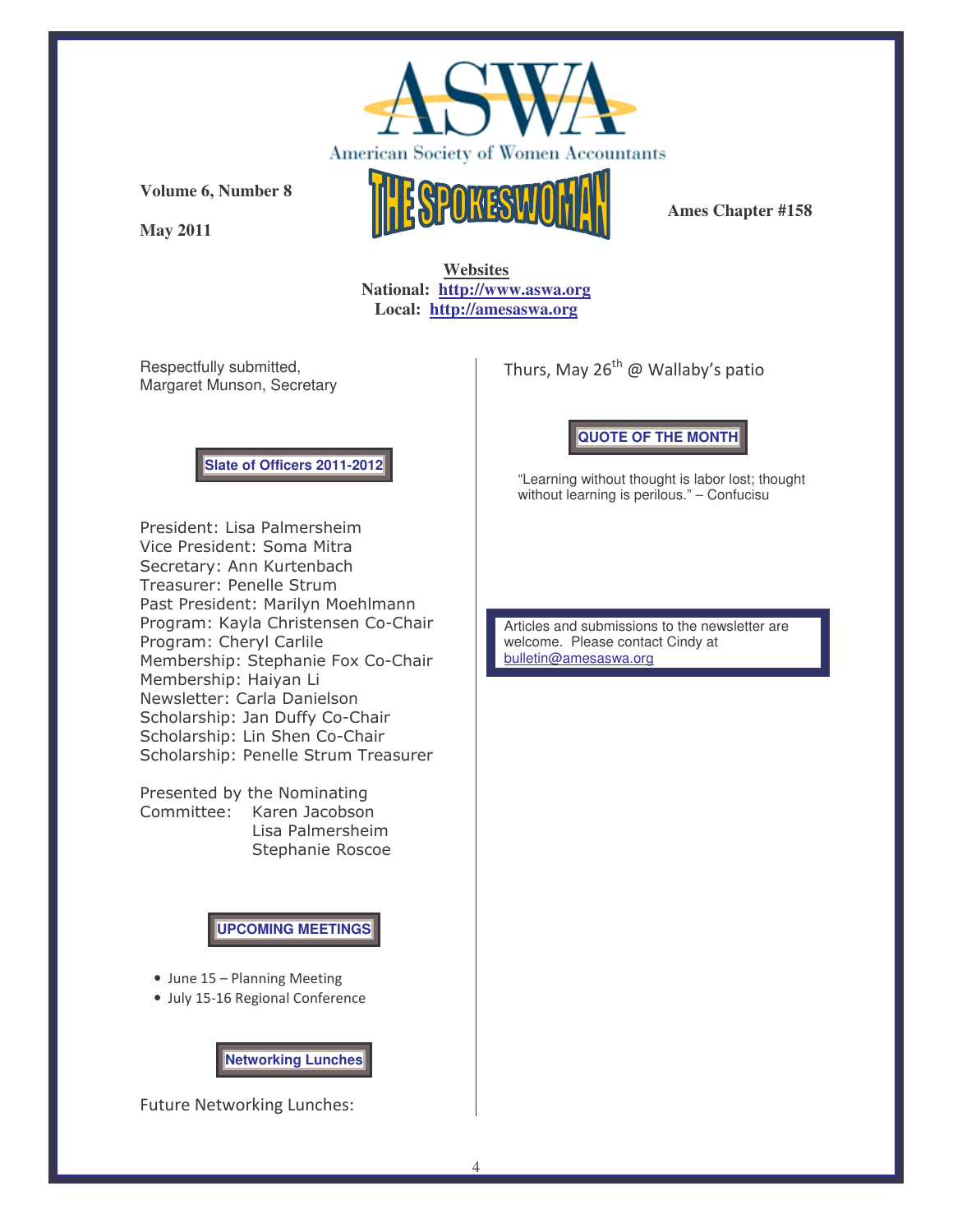# American Society of Women Accountants

# THE SPOKESWOMAN

**Volume 6, Number 8**

**May 2011**

**Ames Chapter #158**

**Websites**
**National: http://www.aswa.org**
**Local: http://amesaswa.org**

Respectfully submitted,
Margaret Munson, Secretary

## Slate of Officers 2011-2012

President: Lisa Palmersheim
Vice President: Soma Mitra
Secretary: Ann Kurtenbach
Treasurer: Penelle Strum
Past President: Marilyn Moehlmann
Program: Kayla Christensen Co-Chair
Program: Cheryl Carlile
Membership: Stephanie Fox Co-Chair
Membership: Haiyan Li
Newsletter: Carla Danielson
Scholarship: Jan Duffy Co-Chair
Scholarship: Lin Shen Co-Chair
Scholarship: Penelle Strum Treasurer

Presented by the Nominating Committee:
Karen Jacobson
Lisa Palmersheim
Stephanie Roscoe

## UPCOMING MEETINGS

- June 15 – Planning Meeting
- July 15-16 Regional Conference

## Networking Lunches

Future Networking Lunches:

Thurs, May 26th @ Wallaby's patio

## QUOTE OF THE MONTH

"Learning without thought is labor lost; thought without learning is perilous." – Confucisu

Articles and submissions to the newsletter are welcome. Please contact Cindy at bulletin@amesaswa.org